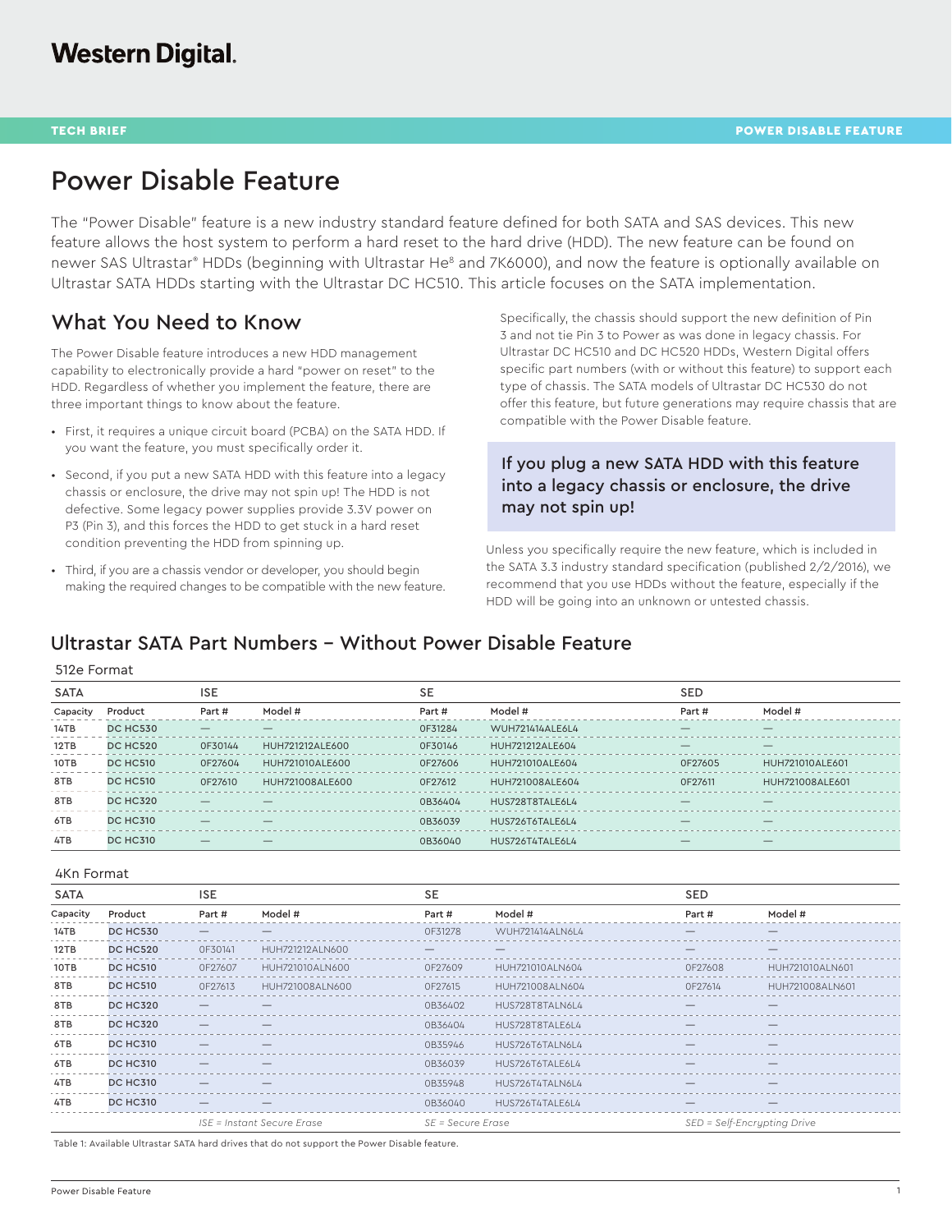# Power Disable Feature

The "Power Disable" feature is a new industry standard feature defined for both SATA and SAS devices. This new feature allows the host system to perform a hard reset to the hard drive (HDD). The new feature can be found on newer SAS Ultrastar® HDDs (beginning with Ultrastar He[8] and 7K6000), and now the feature is optionally available on Ultrastar SATA HDDs starting with the Ultrastar DC HC510. This article focuses on the SATA implementation.

## What You Need to Know

The Power Disable feature introduces a new HDD management capability to electronically provide a hard "power on reset" to the HDD. Regardless of whether you implement the feature, there are three important things to know about the feature.

- First, it requires a unique circuit board (PCBA) on the SATA HDD. If you want the feature, you must specifically order it.
- Second, if you put a new SATA HDD with this feature into a legacy chassis or enclosure, the drive may not spin up! The HDD is not defective. Some legacy power supplies provide 3.3V power on P3 (Pin 3), and this forces the HDD to get stuck in a hard reset condition preventing the HDD from spinning up.
- Third, if you are a chassis vendor or developer, you should begin making the required changes to be compatible with the new feature.

Specifically, the chassis should support the new definition of Pin 3 and not tie Pin 3 to Power as was done in legacy chassis. For Ultrastar DC HC510 and DC HC520 HDDs, Western Digital offers specific part numbers (with or without this feature) to support each type of chassis. The SATA models of Ultrastar DC HC530 do not offer this feature, but future generations may require chassis that are compatible with the Power Disable feature.

> **If you plug a new SATA HDD with this feature into a legacy chassis or enclosure, the drive may not spin up!**

Unless you specifically require the new feature, which is included in the SATA 3.3 industry standard specification (published 2/2/2016), we recommend that you use HDDs without the feature, especially if the HDD will be going into an unknown or untested chassis.

## Ultrastar SATA Part Numbers – Without Power Disable Feature

512e Format

| SATA | | ISE | | SE | | SED | |
|---|---|---|---|---|---|---|---|
| Capacity | Product | Part # | Model # | Part # | Model # | Part # | Model # |
| 14TB | DC HC530 | — | — | 0F31284 | WUH721414ALE6L4 | — | — |
| 12TB | DC HC520 | 0F30144 | HUH721212ALE600 | 0F30146 | HUH721212ALE604 | — | — |
| 10TB | DC HC510 | 0F27604 | HUH721010ALE600 | 0F27606 | HUH721010ALE604 | 0F27605 | HUH721010ALE601 |
| 8TB | DC HC510 | 0F27610 | HUH721008ALE600 | 0F27612 | HUH721008ALE604 | 0F27611 | HUH721008ALE601 |
| 8TB | DC HC320 | — | — | 0B36404 | HUS728T8TALE6L4 | — | — |
| 6TB | DC HC310 | — | — | 0B36039 | HUS726T6TALE6L4 | — | — |
| 4TB | DC HC310 | — | — | 0B36040 | HUS726T4TALE6L4 | — | — |

4Kn Format

| SATA | | ISE | | SE | | SED | |
|---|---|---|---|---|---|---|---|
| Capacity | Product | Part # | Model # | Part # | Model # | Part # | Model # |
| 14TB | DC HC530 | — | — | 0F31278 | WUH721414ALN6L4 | — | — |
| 12TB | DC HC520 | 0F30141 | HUH721212ALN600 | — | — | — | — |
| 10TB | DC HC510 | 0F27607 | HUH721010ALN600 | 0F27609 | HUH721010ALN604 | 0F27608 | HUH721010ALN601 |
| 8TB | DC HC510 | 0F27613 | HUH721008ALN600 | 0F27615 | HUH721008ALN604 | 0F27614 | HUH721008ALN601 |
| 8TB | DC HC320 | — | — | 0B36402 | HUS728T8TALN6L4 | — | — |
| 8TB | DC HC320 | — | — | 0B36404 | HUS728T8TALE6L4 | — | — |
| 6TB | DC HC310 | — | — | 0B35946 | HUS726T6TALN6L4 | — | — |
| 6TB | DC HC310 | — | — | 0B36039 | HUS726T6TALE6L4 | — | — |
| 4TB | DC HC310 | — | — | 0B35948 | HUS726T4TALN6L4 | — | — |
| 4TB | DC HC310 | — | — | 0B36040 | HUS726T4TALE6L4 | — | — |
| | | *ISE = Instant Secure Erase* | | *SE = Secure Erase* | | *SED = Self-Encrypting Drive* | |

Table 1: Available Ultrastar SATA hard drives that do not support the Power Disable feature.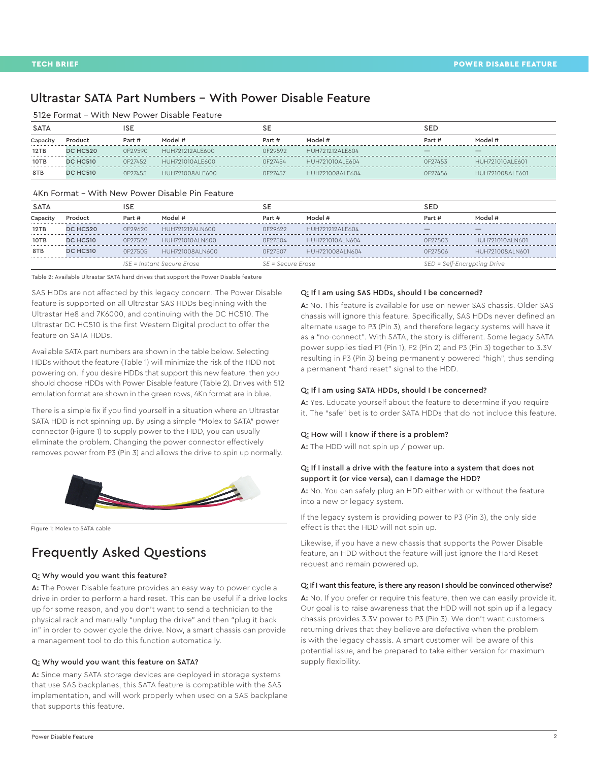## Ultrastar SATA Part Numbers – With Power Disable Feature

512e Format – With New Power Disable Feature

| SATA | | ISE | | SE | | SED | |
|---|---|---|---|---|---|---|---|
| Capacity | Product | Part # | Model # | Part # | Model # | Part # | Model # |
| 12TB | DC HC520 | 0F29590 | HUH721212ALE600 | 0F29592 | HUH721212ALE604 | — | — |
| 10TB | DC HC510 | 0F27452 | HUH721010ALE600 | 0F27454 | HUH721010ALE604 | 0F27453 | HUH721010ALE601 |
| 8TB | DC HC510 | 0F27455 | HUH721008ALE600 | 0F27457 | HUH721008ALE604 | 0F27456 | HUH721008ALE601 |

4Kn Format – With New Power Disable Pin Feature

| SATA | | ISE | | SE | | SED | |
|---|---|---|---|---|---|---|---|
| Capacity | Product | Part # | Model # | Part # | Model # | Part # | Model # |
| 12TB | DC HC520 | 0F29620 | HUH721212ALN600 | 0F29622 | HUH721212ALE604 | — | — |
| 10TB | DC HC510 | 0F27502 | HUH721010ALN600 | 0F27504 | HUH721010ALN604 | 0F27503 | HUH721010ALN601 |
| 8TB | DC HC510 | 0F27505 | HUH721008ALN600 | 0F27507 | HUH721008ALN604 | 0F27506 | HUH721008ALN601 |
| | | *ISE = Instant Secure Erase* | | *SE = Secure Erase* | | *SED = Self-Encrypting Drive* | |

Table 2: Available Ultrastar SATA hard drives that support the Power Disable feature

SAS HDDs are not affected by this legacy concern. The Power Disable feature is supported on all Ultrastar SAS HDDs beginning with the Ultrastar He8 and 7K6000, and continuing with the DC HC510. The Ultrastar DC HC510 is the first Western Digital product to offer the feature on SATA HDDs.

Available SATA part numbers are shown in the table below. Selecting HDDs without the feature (Table 1) will minimize the risk of the HDD not powering on. If you desire HDDs that support this new feature, then you should choose HDDs with Power Disable feature (Table 2). Drives with 512 emulation format are shown in the green rows, 4Kn format are in blue.

There is a simple fix if you find yourself in a situation where an Ultrastar SATA HDD is not spinning up. By using a simple "Molex to SATA" power connector (Figure 1) to supply power to the HDD, you can usually eliminate the problem. Changing the power connector effectively removes power from P3 (Pin 3) and allows the drive to spin up normally.

Figure 1: Molex to SATA cable

## Frequently Asked Questions

**Q: Why would you want this feature?**

**A:** The Power Disable feature provides an easy way to power cycle a drive in order to perform a hard reset. This can be useful if a drive locks up for some reason, and you don't want to send a technician to the physical rack and manually "unplug the drive" and then "plug it back in" in order to power cycle the drive. Now, a smart chassis can provide a management tool to do this function automatically.

**Q: Why would you want this feature on SATA?**

**A:** Since many SATA storage devices are deployed in storage systems that use SAS backplanes, this SATA feature is compatible with the SAS implementation, and will work properly when used on a SAS backplane that supports this feature.

**Q: If I am using SAS HDDs, should I be concerned?**

**A:** No. This feature is available for use on newer SAS chassis. Older SAS chassis will ignore this feature. Specifically, SAS HDDs never defined an alternate usage to P3 (Pin 3), and therefore legacy systems will have it as a "no-connect". With SATA, the story is different. Some legacy SATA power supplies tied P1 (Pin 1), P2 (Pin 2) and P3 (Pin 3) together to 3.3V resulting in P3 (Pin 3) being permanently powered "high", thus sending a permanent "hard reset" signal to the HDD.

**Q: If I am using SATA HDDs, should I be concerned?**

**A:** Yes. Educate yourself about the feature to determine if you require it. The "safe" bet is to order SATA HDDs that do not include this feature.

**Q: How will I know if there is a problem?**

**A:** The HDD will not spin up / power up.

**Q: If I install a drive with the feature into a system that does not support it (or vice versa), can I damage the HDD?**

**A:** No. You can safely plug an HDD either with or without the feature into a new or legacy system.

If the legacy system is providing power to P3 (Pin 3), the only side effect is that the HDD will not spin up.

Likewise, if you have a new chassis that supports the Power Disable feature, an HDD without the feature will just ignore the Hard Reset request and remain powered up.

**Q: If I want this feature, is there any reason I should be convinced otherwise?**

**A:** No. If you prefer or require this feature, then we can easily provide it. Our goal is to raise awareness that the HDD will not spin up if a legacy chassis provides 3.3V power to P3 (Pin 3). We don't want customers returning drives that they believe are defective when the problem is with the legacy chassis. A smart customer will be aware of this potential issue, and be prepared to take either version for maximum supply flexibility.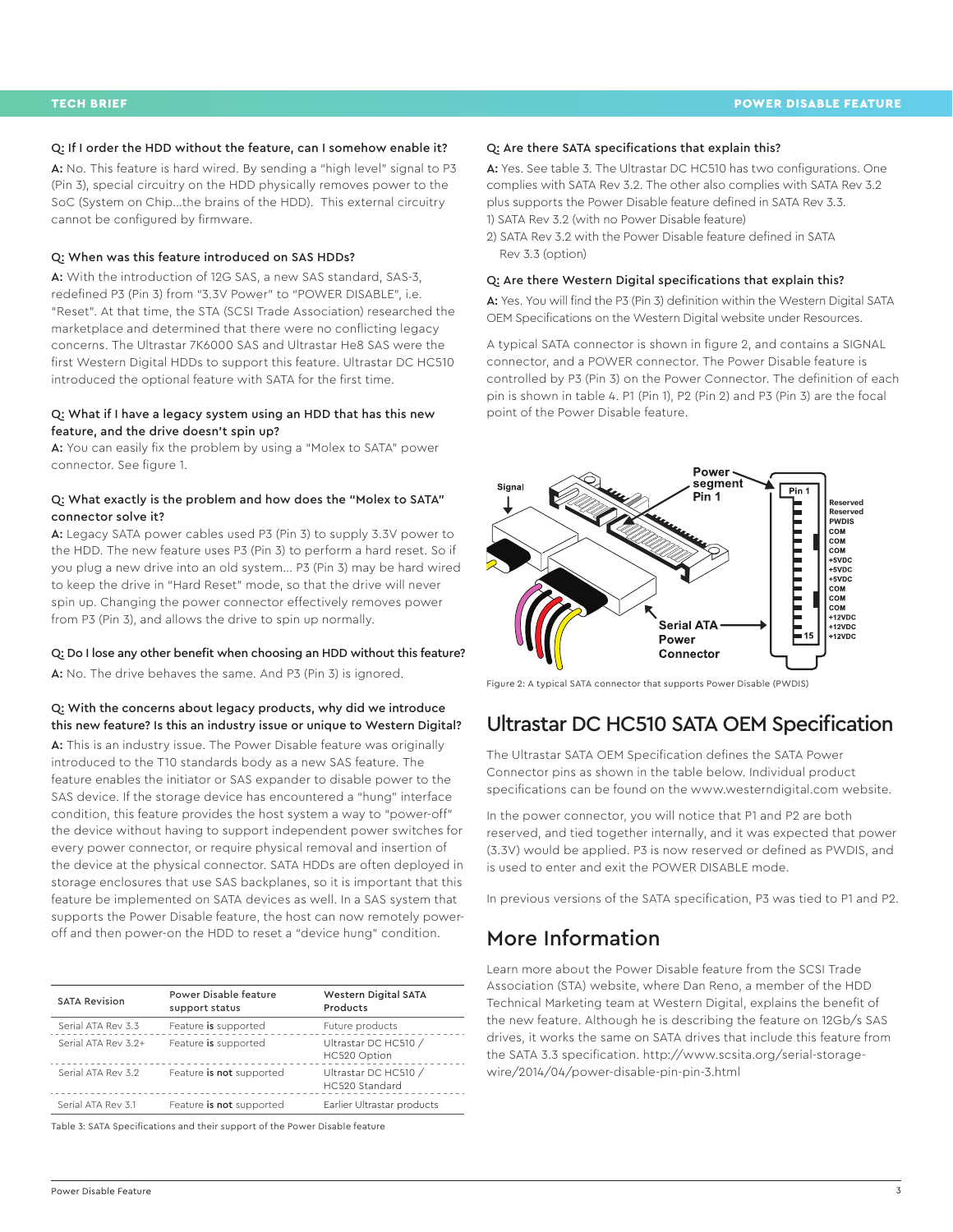**Q: If I order the HDD without the feature, can I somehow enable it?**

**A:** No. This feature is hard wired. By sending a "high level" signal to P3 (Pin 3), special circuitry on the HDD physically removes power to the SoC (System on Chip…the brains of the HDD). This external circuitry cannot be configured by firmware.

**Q: When was this feature introduced on SAS HDDs?**

**A:** With the introduction of 12G SAS, a new SAS standard, SAS-3, redefined P3 (Pin 3) from "3.3V Power" to "POWER DISABLE", i.e. "Reset". At that time, the STA (SCSI Trade Association) researched the marketplace and determined that there were no conflicting legacy concerns. The Ultrastar 7K6000 SAS and Ultrastar He8 SAS were the first Western Digital HDDs to support this feature. Ultrastar DC HC510 introduced the optional feature with SATA for the first time.

**Q: What if I have a legacy system using an HDD that has this new feature, and the drive doesn't spin up?**

**A:** You can easily fix the problem by using a "Molex to SATA" power connector. See figure 1.

**Q: What exactly is the problem and how does the "Molex to SATA" connector solve it?**

**A:** Legacy SATA power cables used P3 (Pin 3) to supply 3.3V power to the HDD. The new feature uses P3 (Pin 3) to perform a hard reset. So if you plug a new drive into an old system… P3 (Pin 3) may be hard wired to keep the drive in "Hard Reset" mode, so that the drive will never spin up. Changing the power connector effectively removes power from P3 (Pin 3), and allows the drive to spin up normally.

**Q: Do I lose any other benefit when choosing an HDD without this feature?**

**A:** No. The drive behaves the same. And P3 (Pin 3) is ignored.

**Q: With the concerns about legacy products, why did we introduce this new feature? Is this an industry issue or unique to Western Digital?**

**A:** This is an industry issue. The Power Disable feature was originally introduced to the T10 standards body as a new SAS feature. The feature enables the initiator or SAS expander to disable power to the SAS device. If the storage device has encountered a "hung" interface condition, this feature provides the host system a way to "power-off" the device without having to support independent power switches for every power connector, or require physical removal and insertion of the device at the physical connector. SATA HDDs are often deployed in storage enclosures that use SAS backplanes, so it is important that this feature be implemented on SATA devices as well. In a SAS system that supports the Power Disable feature, the host can now remotely power-off and then power-on the HDD to reset a "device hung" condition.

| SATA Revision | Power Disable feature support status | Western Digital SATA Products |
|---|---|---|
| Serial ATA Rev 3.3 | Feature **is** supported | Future products |
| Serial ATA Rev 3.2+ | Feature **is** supported | Ultrastar DC HC510 / HC520 Option |
| Serial ATA Rev 3.2 | Feature **is not** supported | Ultrastar DC HC510 / HC520 Standard |
| Serial ATA Rev 3.1 | Feature **is not** supported | Earlier Ultrastar products |

Table 3: SATA Specifications and their support of the Power Disable feature

**Q: Are there SATA specifications that explain this?**

**A:** Yes. See table 3. The Ultrastar DC HC510 has two configurations. One complies with SATA Rev 3.2. The other also complies with SATA Rev 3.2 plus supports the Power Disable feature defined in SATA Rev 3.3.

1) SATA Rev 3.2 (with no Power Disable feature)
2) SATA Rev 3.2 with the Power Disable feature defined in SATA Rev 3.3 (option)

**Q: Are there Western Digital specifications that explain this?**

**A:** Yes. You will find the P3 (Pin 3) definition within the Western Digital SATA OEM Specifications on the Western Digital website under Resources.

A typical SATA connector is shown in figure 2, and contains a SIGNAL connector, and a POWER connector. The Power Disable feature is controlled by P3 (Pin 3) on the Power Connector. The definition of each pin is shown in table 4. P1 (Pin 1), P2 (Pin 2) and P3 (Pin 3) are the focal point of the Power Disable feature.

Figure 2: A typical SATA connector that supports Power Disable (PWDIS)

## Ultrastar DC HC510 SATA OEM Specification

The Ultrastar SATA OEM Specification defines the SATA Power Connector pins as shown in the table below. Individual product specifications can be found on the www.westerndigital.com website.

In the power connector, you will notice that P1 and P2 are both reserved, and tied together internally, and it was expected that power (3.3V) would be applied. P3 is now reserved or defined as PWDIS, and is used to enter and exit the POWER DISABLE mode.

In previous versions of the SATA specification, P3 was tied to P1 and P2.

## More Information

Learn more about the Power Disable feature from the SCSI Trade Association (STA) website, where Dan Reno, a member of the HDD Technical Marketing team at Western Digital, explains the benefit of the new feature. Although he is describing the feature on 12Gb/s SAS drives, it works the same on SATA drives that include this feature from the SATA 3.3 specification. http://www.scsita.org/serial-storage-wire/2014/04/power-disable-pin-pin-3.html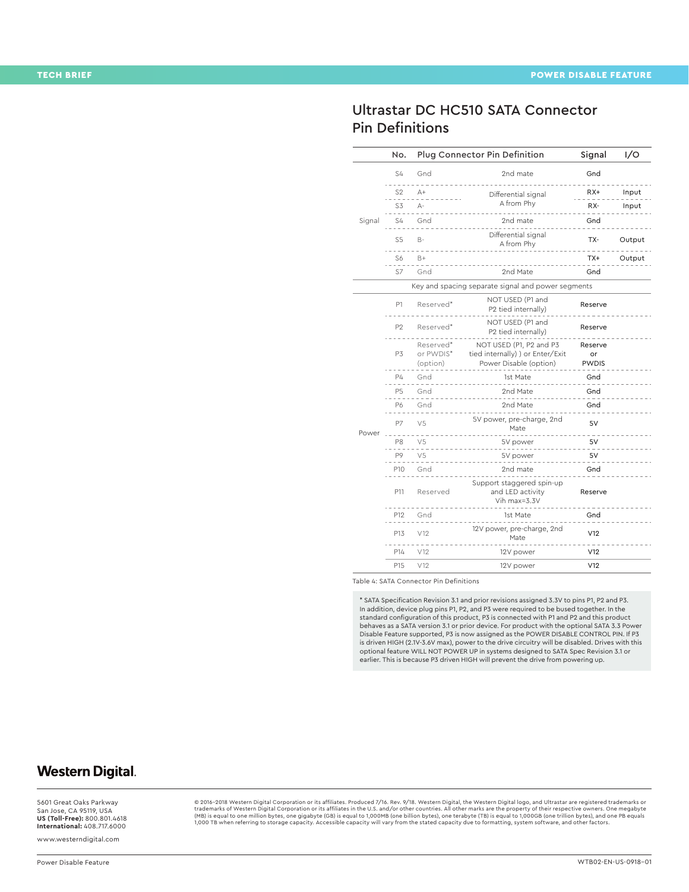## Ultrastar DC HC510 SATA Connector Pin Definitions

| | No. | Plug Connector Pin Definition | | Signal | I/O |
|---|---|---|---|---|---|
| Signal | S4 | Gnd | 2nd mate | Gnd | |
| | S2 | A+ | Differential signal A from Phy | RX+ | Input |
| | S3 | A- | | RX- | Input |
| | S4 | Gnd | 2nd mate | Gnd | |
| | S5 | B- | Differential signal A from Phy | TX- | Output |
| | S6 | B+ | | TX+ | Output |
| | S7 | Gnd | 2nd Mate | Gnd | |
| Key and spacing separate signal and power segments | | | | | |
| Power | P1 | Reserved* | NOT USED (P1 and P2 tied internally) | Reserve | |
| | P2 | Reserved* | NOT USED (P1 and P2 tied internally) | Reserve | |
| | P3 | Reserved* or PWDIS* (option) | NOT USED (P1, P2 and P3 tied internally) ) or Enter/Exit Power Disable (option) | Reserve or PWDIS | |
| | P4 | Gnd | 1st Mate | Gnd | |
| | P5 | Gnd | 2nd Mate | Gnd | |
| | P6 | Gnd | 2nd Mate | Gnd | |
| | P7 | V5 | 5V power, pre-charge, 2nd Mate | 5V | |
| | P8 | V5 | 5V power | 5V | |
| | P9 | V5 | 5V power | 5V | |
| | P10 | Gnd | 2nd mate | Gnd | |
| | P11 | Reserved | Support staggered spin-up and LED activity Vih max=3.3V | Reserve | |
| | P12 | Gnd | 1st Mate | Gnd | |
| | P13 | V12 | 12V power, pre-charge, 2nd Mate | V12 | |
| | P14 | V12 | 12V power | V12 | |
| | P15 | V12 | 12V power | V12 | |

Table 4: SATA Connector Pin Definitions

* SATA Specification Revision 3.1 and prior revisions assigned 3.3V to pins P1, P2 and P3. In addition, device plug pins P1, P2, and P3 were required to be bused together. In the standard configuration of this product, P3 is connected with P1 and P2 and this product behaves as a SATA version 3.1 or prior device. For product with the optional SATA 3.3 Power Disable Feature supported, P3 is now assigned as the POWER DISABLE CONTROL PIN. If P3 is driven HIGH (2.1V-3.6V max), power to the drive circuitry will be disabled. Drives with this optional feature WILL NOT POWER UP in systems designed to SATA Spec Revision 3.1 or earlier. This is because P3 driven HIGH will prevent the drive from powering up.

**Western Digital.**

5601 Great Oaks Parkway
San Jose, CA 95119, USA
**US (Toll-Free):** 800.801.4618
**International:** 408.717.6000

www.westerndigital.com

© 2016–2018 Western Digital Corporation or its affiliates. Produced 7/16. Rev. 9/18. Western Digital, the Western Digital logo, and Ultrastar are registered trademarks or trademarks of Western Digital Corporation or its affiliates in the U.S. and/or other countries. All other marks are the property of their respective owners. One megabyte (MB) is equal to one million bytes, one gigabyte (GB) is equal to 1,000MB (one billion bytes), one terabyte (TB) is equal to 1,000GB (one trillion bytes), and one PB equals 1,000 TB when referring to storage capacity. Accessible capacity will vary from the stated capacity due to formatting, system software, and other factors.

Power Disable Feature

WTB02-EN-US-0918-01